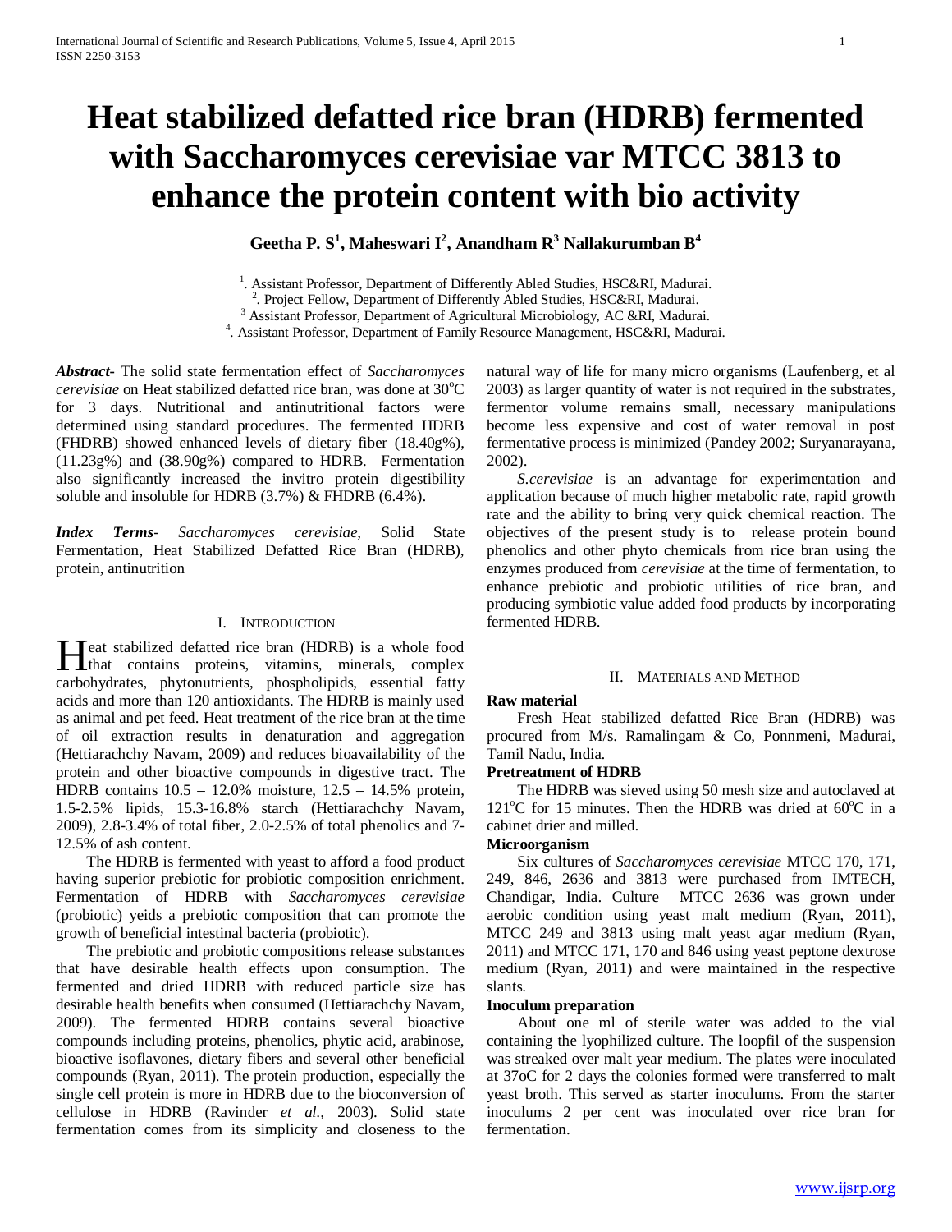# Heat stabilized defatted rice bran (HDRB) fermented with Saccharomyces cerevisiae var MTCC 3813 to enhance the protein content with bio activity

**Geetha P. S[1], Maheswari I[2], Anandham R[3] Nallakurumban B[4]**

[1]. Assistant Professor, Department of Differently Abled Studies, HSC&RI, Madurai.
[2]. Project Fellow, Department of Differently Abled Studies, HSC&RI, Madurai.
[3] Assistant Professor, Department of Agricultural Microbiology, AC &RI, Madurai.
[4]. Assistant Professor, Department of Family Resource Management, HSC&RI, Madurai.

***Abstract***- The solid state fermentation effect of *Saccharomyces cerevisiae* on Heat stabilized defatted rice bran, was done at 30°C for 3 days. Nutritional and antinutritional factors were determined using standard procedures. The fermented HDRB (FHDRB) showed enhanced levels of dietary fiber (18.40g%), (11.23g%) and (38.90g%) compared to HDRB. Fermentation also significantly increased the invitro protein digestibility soluble and insoluble for HDRB (3.7%) & FHDRB (6.4%).

***Index Terms***- *Saccharomyces cerevisiae*, Solid State Fermentation, Heat Stabilized Defatted Rice Bran (HDRB), protein, antinutrition

## I. Introduction

Heat stabilized defatted rice bran (HDRB) is a whole food that contains proteins, vitamins, minerals, complex carbohydrates, phytonutrients, phospholipids, essential fatty acids and more than 120 antioxidants. The HDRB is mainly used as animal and pet feed. Heat treatment of the rice bran at the time of oil extraction results in denaturation and aggregation (Hettiarachchy Navam, 2009) and reduces bioavailability of the protein and other bioactive compounds in digestive tract. The HDRB contains 10.5 – 12.0% moisture, 12.5 – 14.5% protein, 1.5-2.5% lipids, 15.3-16.8% starch (Hettiarachchy Navam, 2009), 2.8-3.4% of total fiber, 2.0-2.5% of total phenolics and 7-12.5% of ash content.

The HDRB is fermented with yeast to afford a food product having superior prebiotic for probiotic composition enrichment. Fermentation of HDRB with *Saccharomyces cerevisiae* (probiotic) yeids a prebiotic composition that can promote the growth of beneficial intestinal bacteria (probiotic).

The prebiotic and probiotic compositions release substances that have desirable health effects upon consumption. The fermented and dried HDRB with reduced particle size has desirable health benefits when consumed (Hettiarachchy Navam, 2009). The fermented HDRB contains several bioactive compounds including proteins, phenolics, phytic acid, arabinose, bioactive isoflavones, dietary fibers and several other beneficial compounds (Ryan, 2011). The protein production, especially the single cell protein is more in HDRB due to the bioconversion of cellulose in HDRB (Ravinder *et al.,* 2003). Solid state fermentation comes from its simplicity and closeness to the natural way of life for many micro organisms (Laufenberg, et al 2003) as larger quantity of water is not required in the substrates, fermentor volume remains small, necessary manipulations become less expensive and cost of water removal in post fermentative process is minimized (Pandey 2002; Suryanarayana, 2002).

*S.cerevisiae* is an advantage for experimentation and application because of much higher metabolic rate, rapid growth rate and the ability to bring very quick chemical reaction. The objectives of the present study is to release protein bound phenolics and other phyto chemicals from rice bran using the enzymes produced from *cerevisiae* at the time of fermentation, to enhance prebiotic and probiotic utilities of rice bran, and producing symbiotic value added food products by incorporating fermented HDRB.

## II. Materials and Method

**Raw material**

Fresh Heat stabilized defatted Rice Bran (HDRB) was procured from M/s. Ramalingam & Co, Ponnmeni, Madurai, Tamil Nadu, India.

**Pretreatment of HDRB**

The HDRB was sieved using 50 mesh size and autoclaved at 121°C for 15 minutes. Then the HDRB was dried at 60°C in a cabinet drier and milled.

**Microorganism**

Six cultures of *Saccharomyces cerevisiae* MTCC 170, 171, 249, 846, 2636 and 3813 were purchased from IMTECH, Chandigar, India. Culture MTCC 2636 was grown under aerobic condition using yeast malt medium (Ryan, 2011), MTCC 249 and 3813 using malt yeast agar medium (Ryan, 2011) and MTCC 171, 170 and 846 using yeast peptone dextrose medium (Ryan, 2011) and were maintained in the respective slants.

**Inoculum preparation**

About one ml of sterile water was added to the vial containing the lyophilized culture. The loopfil of the suspension was streaked over malt year medium. The plates were inoculated at 37oC for 2 days the colonies formed were transferred to malt yeast broth. This served as starter inoculums. From the starter inoculums 2 per cent was inoculated over rice bran for fermentation.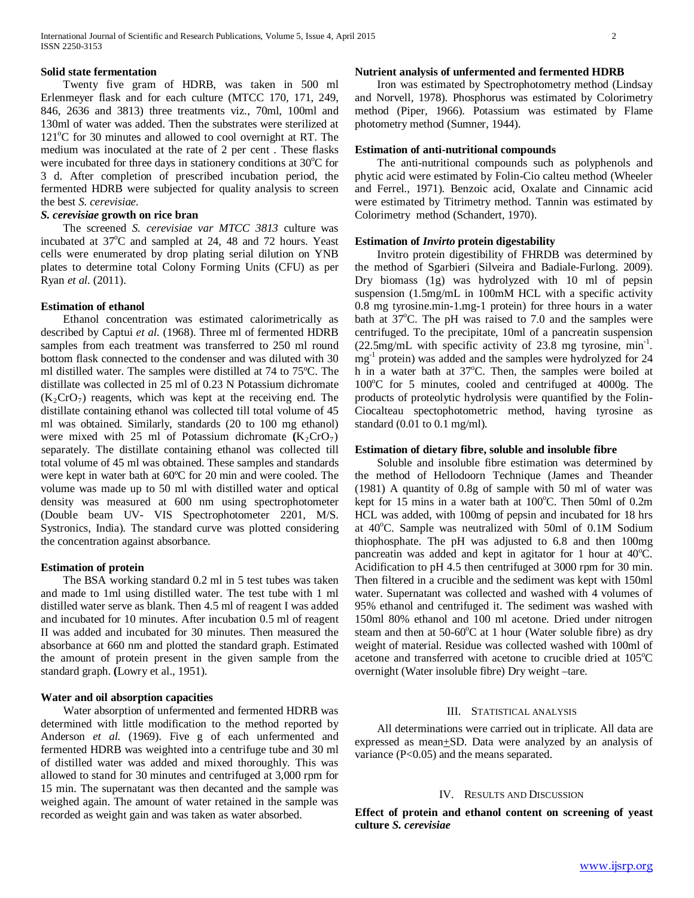#### Solid state fermentation

Twenty five gram of HDRB, was taken in 500 ml Erlenmeyer flask and for each culture (MTCC 170, 171, 249, 846, 2636 and 3813) three treatments viz., 70ml, 100ml and 130ml of water was added. Then the substrates were sterilized at 121°C for 30 minutes and allowed to cool overnight at RT. The medium was inoculated at the rate of 2 per cent . These flasks were incubated for three days in stationery conditions at 30°C for 3 d. After completion of prescribed incubation period, the fermented HDRB were subjected for quality analysis to screen the best *S. cerevisiae*.

#### *S. cerevisiae* growth on rice bran

The screened *S. cerevisiae var MTCC 3813* culture was incubated at 37°C and sampled at 24, 48 and 72 hours. Yeast cells were enumerated by drop plating serial dilution on YNB plates to determine total Colony Forming Units (CFU) as per Ryan *et al.* (2011).

#### Estimation of ethanol

Ethanol concentration was estimated calorimetrically as described by Captui *et al.* (1968). Three ml of fermented HDRB samples from each treatment was transferred to 250 ml round bottom flask connected to the condenser and was diluted with 30 ml distilled water. The samples were distilled at 74 to 75ºC. The distillate was collected in 25 ml of 0.23 N Potassium dichromate ($K_2CrO_7$) reagents, which was kept at the receiving end. The distillate containing ethanol was collected till total volume of 45 ml was obtained. Similarly, standards (20 to 100 mg ethanol) were mixed with 25 ml of Potassium dichromate **(**$K_2CrO_7$) separately. The distillate containing ethanol was collected till total volume of 45 ml was obtained. These samples and standards were kept in water bath at 60ºC for 20 min and were cooled. The volume was made up to 50 ml with distilled water and optical density was measured at 600 nm using spectrophotometer (Double beam UV- VIS Spectrophotometer 2201, M/S. Systronics, India). The standard curve was plotted considering the concentration against absorbance.

#### Estimation of protein

The BSA working standard 0.2 ml in 5 test tubes was taken and made to 1ml using distilled water. The test tube with 1 ml distilled water serve as blank. Then 4.5 ml of reagent I was added and incubated for 10 minutes. After incubation 0.5 ml of reagent II was added and incubated for 30 minutes. Then measured the absorbance at 660 nm and plotted the standard graph. Estimated the amount of protein present in the given sample from the standard graph. **(**Lowry et al., 1951).

#### Water and oil absorption capacities

Water absorption of unfermented and fermented HDRB was determined with little modification to the method reported by Anderson *et al.* (1969). Five g of each unfermented and fermented HDRB was weighted into a centrifuge tube and 30 ml of distilled water was added and mixed thoroughly. This was allowed to stand for 30 minutes and centrifuged at 3,000 rpm for 15 min. The supernatant was then decanted and the sample was weighed again. The amount of water retained in the sample was recorded as weight gain and was taken as water absorbed.

#### Nutrient analysis of unfermented and fermented HDRB

Iron was estimated by Spectrophotometry method (Lindsay and Norvell, 1978). Phosphorus was estimated by Colorimetry method (Piper, 1966). Potassium was estimated by Flame photometry method (Sumner, 1944).

#### Estimation of anti-nutritional compounds

The anti-nutritional compounds such as polyphenols and phytic acid were estimated by Folin-Cio calteu method (Wheeler and Ferrel., 1971). Benzoic acid, Oxalate and Cinnamic acid were estimated by Titrimetry method. Tannin was estimated by Colorimetry method (Schandert, 1970).

#### Estimation of *Invirto* protein digestability

Invitro protein digestibility of FHRDB was determined by the method of Sgarbieri (Silveira and Badiale-Furlong. 2009). Dry biomass (1g) was hydrolyzed with 10 ml of pepsin suspension (1.5mg/mL in 100mM HCL with a specific activity 0.8 mg tyrosine.min-1.mg-1 protein) for three hours in a water bath at 37°C. The pH was raised to 7.0 and the samples were centrifuged. To the precipitate, 10ml of a pancreatin suspension (22.5mg/mL with specific activity of 23.8 mg tyrosine, $min^{-1}$. $mg^{-1}$ protein) was added and the samples were hydrolyzed for 24 h in a water bath at 37°C. Then, the samples were boiled at 100°C for 5 minutes, cooled and centrifuged at 4000g. The products of proteolytic hydrolysis were quantified by the Folin-Ciocalteau spectophotometric method, having tyrosine as standard (0.01 to 0.1 mg/ml).

#### Estimation of dietary fibre, soluble and insoluble fibre

Soluble and insoluble fibre estimation was determined by the method of Hellodoorn Technique (James and Theander (1981) A quantity of 0.8g of sample with 50 ml of water was kept for 15 mins in a water bath at 100°C. Then 50ml of 0.2m HCL was added, with 100mg of pepsin and incubated for 18 hrs at 40°C. Sample was neutralized with 50ml of 0.1M Sodium thiophosphate. The pH was adjusted to 6.8 and then 100mg pancreatin was added and kept in agitator for 1 hour at 40°C. Acidification to pH 4.5 then centrifuged at 3000 rpm for 30 min. Then filtered in a crucible and the sediment was kept with 150ml water. Supernatant was collected and washed with 4 volumes of 95% ethanol and centrifuged it. The sediment was washed with 150ml 80% ethanol and 100 ml acetone. Dried under nitrogen steam and then at 50-60°C at 1 hour (Water soluble fibre) as dry weight of material. Residue was collected washed with 100ml of acetone and transferred with acetone to crucible dried at 105°C overnight (Water insoluble fibre) Dry weight –tare.

## III. Statistical analysis

All determinations were carried out in triplicate. All data are expressed as mean±SD. Data were analyzed by an analysis of variance ($P<0.05$) and the means separated.

## IV. Results and Discussion

#### Effect of protein and ethanol content on screening of yeast culture *S. cerevisiae*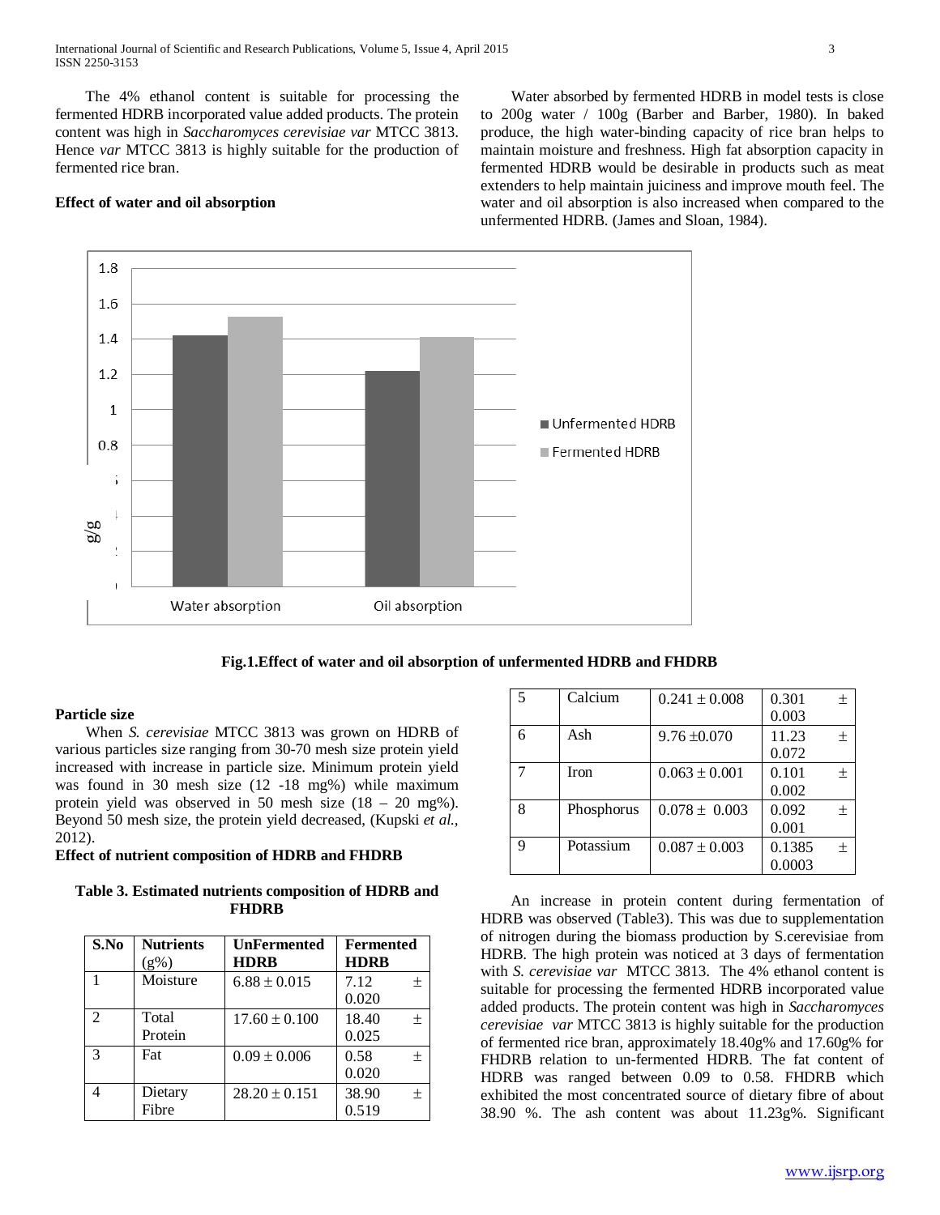The 4% ethanol content is suitable for processing the fermented HDRB incorporated value added products. The protein content was high in *Saccharomyces cerevisiae var* MTCC 3813. Hence *var* MTCC 3813 is highly suitable for the production of fermented rice bran.

**Effect of water and oil absorption**

Water absorbed by fermented HDRB in model tests is close to 200g water / 100g (Barber and Barber, 1980). In baked produce, the high water-binding capacity of rice bran helps to maintain moisture and freshness. High fat absorption capacity in fermented HDRB would be desirable in products such as meat extenders to help maintain juiciness and improve mouth feel. The water and oil absorption is also increased when compared to the unfermented HDRB. (James and Sloan, 1984).

**Fig.1.Effect of water and oil absorption of unfermented HDRB and FHDRB**

**Particle size**

When *S. cerevisiae* MTCC 3813 was grown on HDRB of various particles size ranging from 30-70 mesh size protein yield increased with increase in particle size. Minimum protein yield was found in 30 mesh size (12 -18 mg%) while maximum protein yield was observed in 50 mesh size (18 – 20 mg%). Beyond 50 mesh size, the protein yield decreased, (Kupski *et al.*, 2012).

**Effect of nutrient composition of HDRB and FHDRB**

**Table 3. Estimated nutrients composition of HDRB and FHDRB**

| S.No | Nutrients (g%) | UnFermented HDRB | Fermented HDRB |
|---|---|---|---|
| 1 | Moisture | 6.88 ± 0.015 | 7.12 ± 0.020 |
| 2 | Total Protein | 17.60 ± 0.100 | 18.40 ± 0.025 |
| 3 | Fat | 0.09 ± 0.006 | 0.58 ± 0.020 |
| 4 | Dietary Fibre | 28.20 ± 0.151 | 38.90 ± 0.519 |
| 5 | Calcium | 0.241 ± 0.008 | 0.301 ± 0.003 |
| 6 | Ash | 9.76 ±0.070 | 11.23 ± 0.072 |
| 7 | Iron | 0.063 ± 0.001 | 0.101 ± 0.002 |
| 8 | Phosphorus | 0.078 ± 0.003 | 0.092 ± 0.001 |
| 9 | Potassium | 0.087 ± 0.003 | 0.1385 ± 0.0003 |

An increase in protein content during fermentation of HDRB was observed (Table3). This was due to supplementation of nitrogen during the biomass production by S.cerevisiae from HDRB. The high protein was noticed at 3 days of fermentation with *S. cerevisiae var* MTCC 3813. The 4% ethanol content is suitable for processing the fermented HDRB incorporated value added products. The protein content was high in *Saccharomyces cerevisiae var* MTCC 3813 is highly suitable for the production of fermented rice bran, approximately 18.40g% and 17.60g% for FHDRB relation to un-fermented HDRB. The fat content of HDRB was ranged between 0.09 to 0.58. FHDRB which exhibited the most concentrated source of dietary fibre of about 38.90 %. The ash content was about 11.23g%. Significant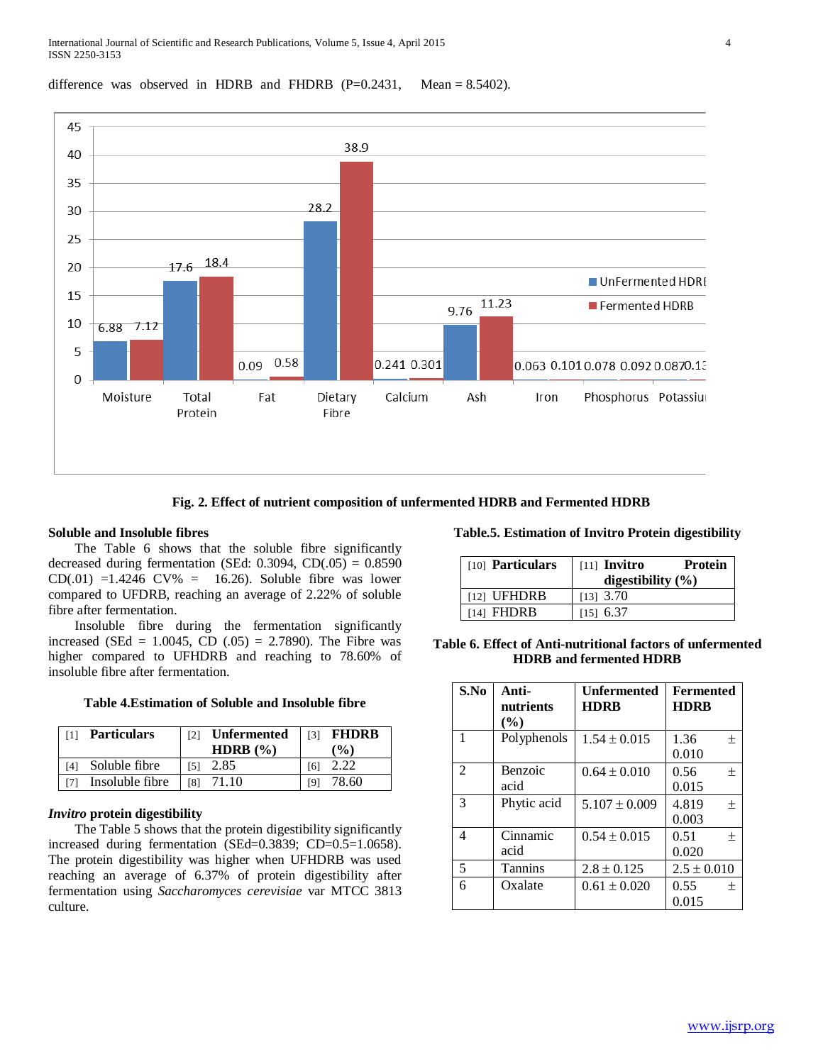difference was observed in HDRB and FHDRB (P=0.2431, Mean = 8.5402).

Fig. 2. Effect of nutrient composition of unfermented HDRB and Fermented HDRB

### Soluble and Insoluble fibres

The Table 6 shows that the soluble fibre significantly decreased during fermentation (SEd: 0.3094, CD(.05) = 0.8590 CD(.01) =1.4246 CV% = 16.26). Soluble fibre was lower compared to UFDRB, reaching an average of 2.22% of soluble fibre after fermentation.

Insoluble fibre during the fermentation significantly increased (SEd = 1.0045, CD (.05) = 2.7890). The Fibre was higher compared to UFHDRB and reaching to 78.60% of insoluble fibre after fermentation.

**Table 4.Estimation of Soluble and Insoluble fibre**

| [1] Particulars | [2] Unfermented HDRB (%) | [3] FHDRB (%) |
|---|---|---|
| [4] Soluble fibre | [5] 2.85 | [6] 2.22 |
| [7] Insoluble fibre | [8] 71.10 | [9] 78.60 |

### *Invitro* protein digestibility

The Table 5 shows that the protein digestibility significantly increased during fermentation (SEd=0.3839; CD=0.5=1.0658). The protein digestibility was higher when UFHDRB was used reaching an average of 6.37% of protein digestibility after fermentation using *Saccharomyces cerevisiae* var MTCC 3813 culture.

**Table.5. Estimation of Invitro Protein digestibility**

| [10] Particulars | [11] Invitro Protein digestibility (%) |
|---|---|
| [12] UFHDRB | [13] 3.70 |
| [14] FHDRB | [15] 6.37 |

**Table 6. Effect of Anti-nutritional factors of unfermented HDRB and fermented HDRB**

| S.No | Anti-nutrients (%) | Unfermented HDRB | Fermented HDRB |
|---|---|---|---|
| 1 | Polyphenols | 1.54 ± 0.015 | 1.36 ± 0.010 |
| 2 | Benzoic acid | 0.64 ± 0.010 | 0.56 ± 0.015 |
| 3 | Phytic acid | 5.107 ± 0.009 | 4.819 ± 0.003 |
| 4 | Cinnamic acid | 0.54 ± 0.015 | 0.51 ± 0.020 |
| 5 | Tannins | 2.8 ± 0.125 | 2.5 ± 0.010 |
| 6 | Oxalate | 0.61 ± 0.020 | 0.55 ± 0.015 |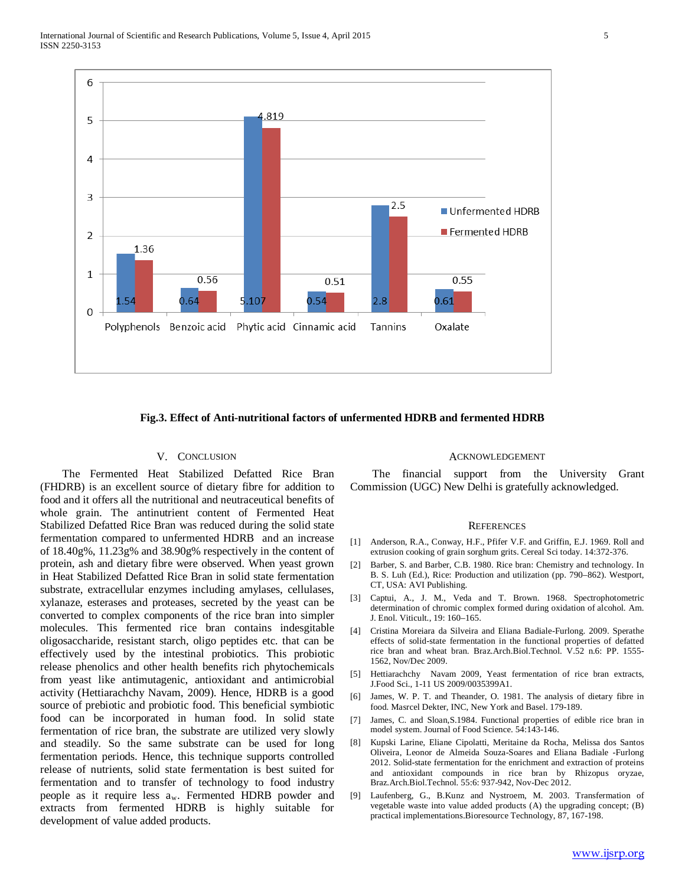**Fig.3. Effect of Anti-nutritional factors of unfermented HDRB and fermented HDRB**

## V. CONCLUSION

The Fermented Heat Stabilized Defatted Rice Bran (FHDRB) is an excellent source of dietary fibre for addition to food and it offers all the nutritional and neutraceutical benefits of whole grain. The antinutrient content of Fermented Heat Stabilized Defatted Rice Bran was reduced during the solid state fermentation compared to unfermented HDRB and an increase of 18.40g%, 11.23g% and 38.90g% respectively in the content of protein, ash and dietary fibre were observed. When yeast grown in Heat Stabilized Defatted Rice Bran in solid state fermentation substrate, extracellular enzymes including amylases, cellulases, xylanaze, esterases and proteases, secreted by the yeast can be converted to complex components of the rice bran into simpler molecules. This fermented rice bran contains indesgitable oligosaccharide, resistant starch, oligo peptides etc. that can be effectively used by the intestinal probiotics. This probiotic release phenolics and other health benefits rich phytochemicals from yeast like antimutagenic, antioxidant and antimicrobial activity (Hettiarachchy Navam, 2009). Hence, HDRB is a good source of prebiotic and probiotic food. This beneficial symbiotic food can be incorporated in human food. In solid state fermentation of rice bran, the substrate are utilized very slowly and steadily. So the same substrate can be used for long fermentation periods. Hence, this technique supports controlled release of nutrients, solid state fermentation is best suited for fermentation and to transfer of technology to food industry people as it require less $a_w$. Fermented HDRB powder and extracts from fermented HDRB is highly suitable for development of value added products.

## ACKNOWLEDGEMENT

The financial support from the University Grant Commission (UGC) New Delhi is gratefully acknowledged.

## REFERENCES

[1] Anderson, R.A., Conway, H.F., Pfifer V.F. and Griffin, E.J. 1969. Roll and extrusion cooking of grain sorghum grits. Cereal Sci today. 14:372-376.

[2] Barber, S. and Barber, C.B. 1980. Rice bran: Chemistry and technology. In B. S. Luh (Ed.), Rice: Production and utilization (pp. 790–862). Westport, CT, USA: AVI Publishing.

[3] Captui, A., J. M., Veda and T. Brown. 1968. Spectrophotometric determination of chromic complex formed during oxidation of alcohol. Am. J. Enol. Viticult., 19: 160–165.

[4] Cristina Moreiara da Silveira and Eliana Badiale-Furlong. 2009. Sperathe effects of solid-state fermentation in the functional properties of defatted rice bran and wheat bran. Braz.Arch.Biol.Technol. V.52 n.6: PP. 1555-1562, Nov/Dec 2009.

[5] Hettiarachchy Navam 2009, Yeast fermentation of rice bran extracts, J.Food Sci., 1-11 US 2009/0035399A1.

[6] James, W. P. T. and Theander, O. 1981. The analysis of dietary fibre in food. Masrcel Dekter, INC, New York and Basel. 179-189.

[7] James, C. and Sloan,S.1984. Functional properties of edible rice bran in model system. Journal of Food Science. 54:143-146.

[8] Kupski Larine, Eliane Cipolatti, Meritaine da Rocha, Melissa dos Santos Oliveira, Leonor de Almeida Souza-Soares and Eliana Badiale -Furlong 2012. Solid-state fermentation for the enrichment and extraction of proteins and antioxidant compounds in rice bran by Rhizopus oryzae, Braz.Arch.Biol.Technol. 55:6: 937-942, Nov-Dec 2012.

[9] Laufenberg, G., B.Kunz and Nystroem, M. 2003. Transformation of vegetable waste into value added products (A) the upgrading concept; (B) practical implementations.Bioresource Technology, 87, 167-198.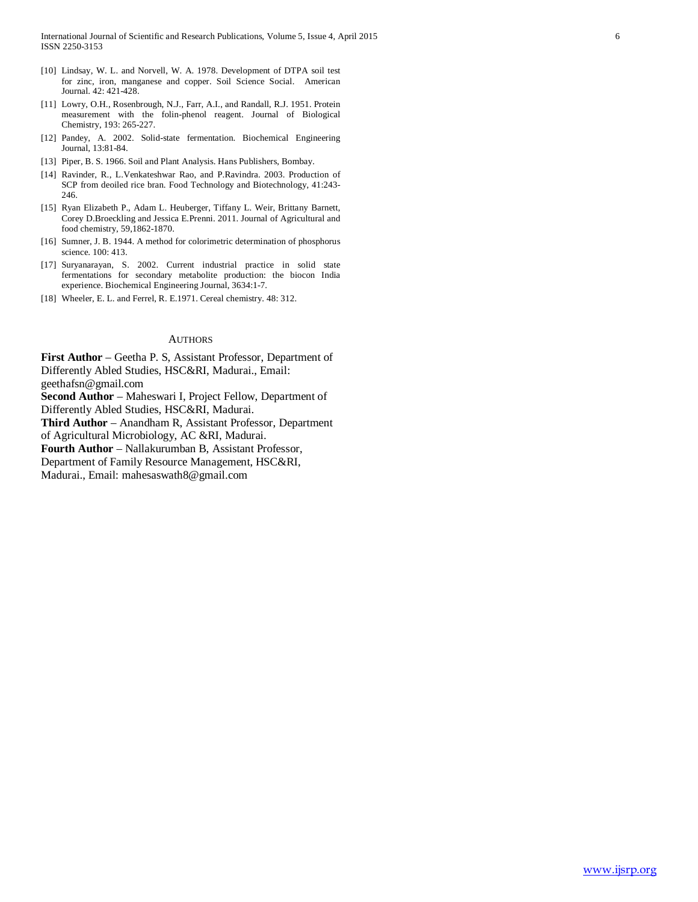[10] Lindsay, W. L. and Norvell, W. A. 1978. Development of DTPA soil test for zinc, iron, manganese and copper. Soil Science Social. American Journal. 42: 421-428.

[11] Lowry, O.H., Rosenbrough, N.J., Farr, A.I., and Randall, R.J. 1951. Protein measurement with the folin-phenol reagent. Journal of Biological Chemistry, 193: 265-227.

[12] Pandey, A. 2002. Solid-state fermentation. Biochemical Engineering Journal, 13:81-84.

[13] Piper, B. S. 1966. Soil and Plant Analysis. Hans Publishers, Bombay.

[14] Ravinder, R., L.Venkateshwar Rao, and P.Ravindra. 2003. Production of SCP from deoiled rice bran. Food Technology and Biotechnology, 41:243-246.

[15] Ryan Elizabeth P., Adam L. Heuberger, Tiffany L. Weir, Brittany Barnett, Corey D.Broeckling and Jessica E.Prenni. 2011. Journal of Agricultural and food chemistry, 59,1862-1870.

[16] Sumner, J. B. 1944. A method for colorimetric determination of phosphorus science. 100: 413.

[17] Suryanarayan, S. 2002. Current industrial practice in solid state fermentations for secondary metabolite production: the biocon India experience. Biochemical Engineering Journal, 3634:1-7.

[18] Wheeler, E. L. and Ferrel, R. E.1971. Cereal chemistry. 48: 312.

## Authors

**First Author** – Geetha P. S, Assistant Professor, Department of Differently Abled Studies, HSC&RI, Madurai., Email: geethafsn@gmail.com

**Second Author** – Maheswari I, Project Fellow, Department of Differently Abled Studies, HSC&RI, Madurai.

**Third Author** – Anandham R, Assistant Professor, Department of Agricultural Microbiology, AC &RI, Madurai.

**Fourth Author** – Nallakurumban B, Assistant Professor, Department of Family Resource Management, HSC&RI, Madurai., Email: mahesaswath8@gmail.com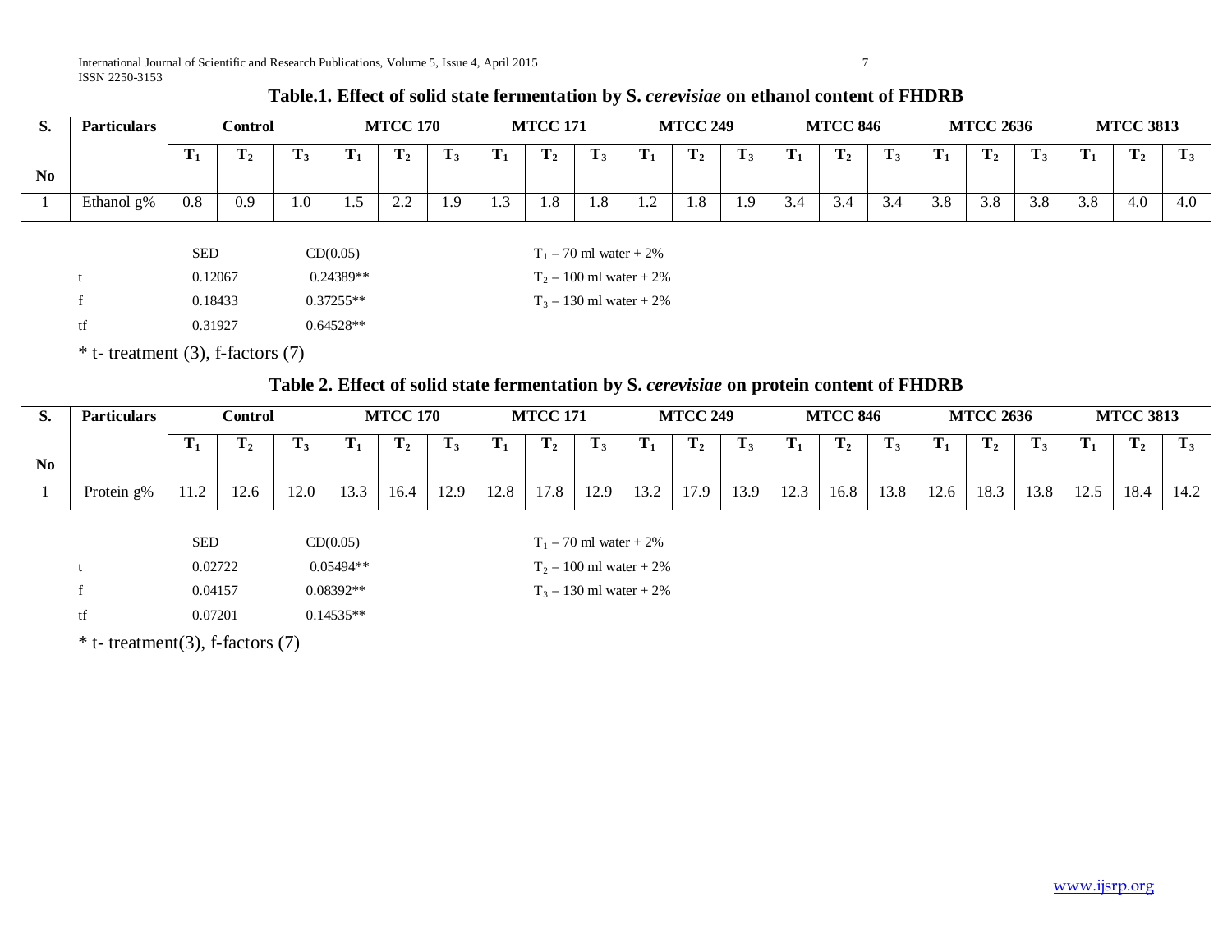### Table.1. Effect of solid state fermentation by S. *cerevisiae* on ethanol content of FHDRB

| S. No | Particulars | Control | | | MTCC 170 | | | MTCC 171 | | | MTCC 249 | | | MTCC 846 | | | MTCC 2636 | | | MTCC 3813 | | |
|---|---|---|---|---|---|---|---|---|---|---|---|---|---|---|---|---|---|---|---|---|---|---|
| | | $T_1$ | $T_2$ | $T_3$ | $T_1$ | $T_2$ | $T_3$ | $T_1$ | $T_2$ | $T_3$ | $T_1$ | $T_2$ | $T_3$ | $T_1$ | $T_2$ | $T_3$ | $T_1$ | $T_2$ | $T_3$ | $T_1$ | $T_2$ | $T_3$ |
| 1 | Ethanol g% | 0.8 | 0.9 | 1.0 | 1.5 | 2.2 | 1.9 | 1.3 | 1.8 | 1.8 | 1.2 | 1.8 | 1.9 | 3.4 | 3.4 | 3.4 | 3.8 | 3.8 | 3.8 | 3.8 | 4.0 | 4.0 |

| | SED | CD(0.05) |
|---|---|---|
| t | 0.12067 | 0.24389** |
| f | 0.18433 | 0.37255** |
| tf | 0.31927 | 0.64528** |

$T_1$ – 70 ml water + 2%

$T_2$ – 100 ml water + 2%

$T_3$ – 130 ml water + 2%

* t- treatment (3), f-factors (7)

### Table 2. Effect of solid state fermentation by S. *cerevisiae* on protein content of FHDRB

| S. No | Particulars | Control | | | MTCC 170 | | | MTCC 171 | | | MTCC 249 | | | MTCC 846 | | | MTCC 2636 | | | MTCC 3813 | | |
|---|---|---|---|---|---|---|---|---|---|---|---|---|---|---|---|---|---|---|---|---|---|---|
| | | $T_1$ | $T_2$ | $T_3$ | $T_1$ | $T_2$ | $T_3$ | $T_1$ | $T_2$ | $T_3$ | $T_1$ | $T_2$ | $T_3$ | $T_1$ | $T_2$ | $T_3$ | $T_1$ | $T_2$ | $T_3$ | $T_1$ | $T_2$ | $T_3$ |
| 1 | Protein g% | 11.2 | 12.6 | 12.0 | 13.3 | 16.4 | 12.9 | 12.8 | 17.8 | 12.9 | 13.2 | 17.9 | 13.9 | 12.3 | 16.8 | 13.8 | 12.6 | 18.3 | 13.8 | 12.5 | 18.4 | 14.2 |

| | SED | CD(0.05) |
|---|---|---|
| t | 0.02722 | 0.05494** |
| f | 0.04157 | 0.08392** |
| tf | 0.07201 | 0.14535** |

$T_1$ – 70 ml water + 2%

$T_2$ – 100 ml water + 2%

$T_3$ – 130 ml water + 2%

* t- treatment(3), f-factors (7)